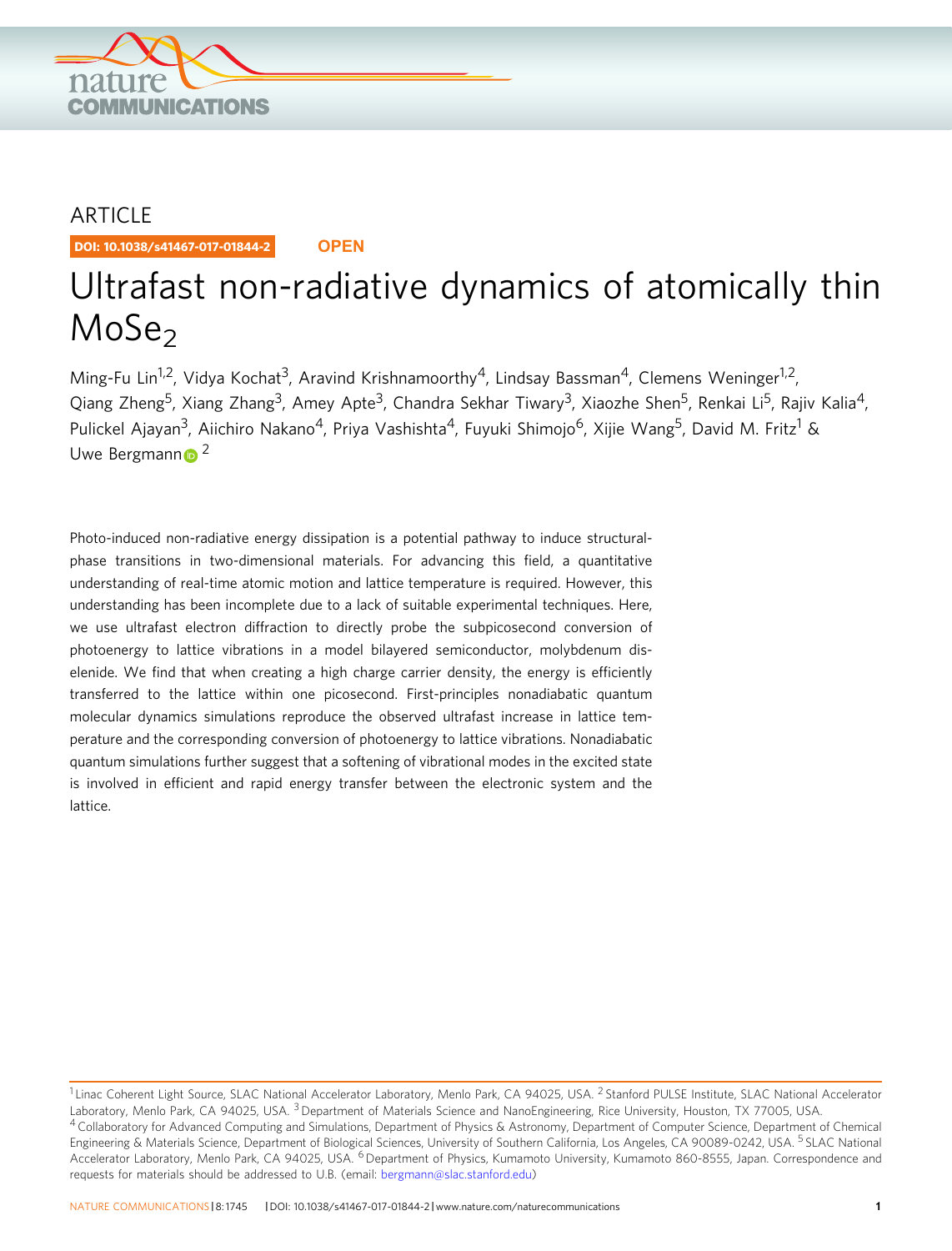ARTICLE

DOI: 10.1038/s41467-017-01844-2 **OPEN**

# Ultrafast non-radiative dynamics of atomically thin $MoSe_2$

Ming-Fu Lin[1,2], Vidya Kochat[3], Aravind Krishnamoorthy[4], Lindsay Bassman[4], Clemens Weninger[1,2], Qiang Zheng[5], Xiang Zhang[3], Amey Apte[3], Chandra Sekhar Tiwary[3], Xiaozhe Shen[5], Renkai Li[5], Rajiv Kalia[4], Pulickel Ajayan[3], Aiichiro Nakano[4], Priya Vashishta[4], Fuyuki Shimojo[6], Xijie Wang[5], David M. Fritz[1] & Uwe Bergmann[2]

Photo-induced non-radiative energy dissipation is a potential pathway to induce structural-phase transitions in two-dimensional materials. For advancing this field, a quantitative understanding of real-time atomic motion and lattice temperature is required. However, this understanding has been incomplete due to a lack of suitable experimental techniques. Here, we use ultrafast electron diffraction to directly probe the subpicosecond conversion of photoenergy to lattice vibrations in a model bilayered semiconductor, molybdenum diselenide. We find that when creating a high charge carrier density, the energy is efficiently transferred to the lattice within one picosecond. First-principles nonadiabatic quantum molecular dynamics simulations reproduce the observed ultrafast increase in lattice temperature and the corresponding conversion of photoenergy to lattice vibrations. Nonadiabatic quantum simulations further suggest that a softening of vibrational modes in the excited state is involved in efficient and rapid energy transfer between the electronic system and the lattice.

[1] Linac Coherent Light Source, SLAC National Accelerator Laboratory, Menlo Park, CA 94025, USA. [2] Stanford PULSE Institute, SLAC National Accelerator Laboratory, Menlo Park, CA 94025, USA. [3] Department of Materials Science and NanoEngineering, Rice University, Houston, TX 77005, USA. [4] Collaboratory for Advanced Computing and Simulations, Department of Physics & Astronomy, Department of Computer Science, Department of Chemical Engineering & Materials Science, Department of Biological Sciences, University of Southern California, Los Angeles, CA 90089-0242, USA. [5] SLAC National Accelerator Laboratory, Menlo Park, CA 94025, USA. [6] Department of Physics, Kumamoto University, Kumamoto 860-8555, Japan. Correspondence and requests for materials should be addressed to U.B. (email: bergmann@slac.stanford.edu)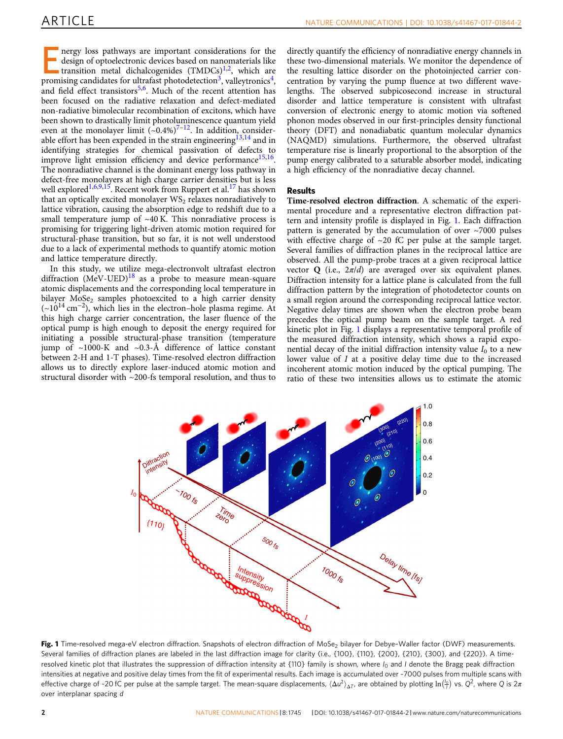Energy loss pathways are important considerations for the design of optoelectronic devices based on nanomaterials like transition metal dichalcogenides (TMDCs)[1,2], which are promising candidates for ultrafast photodetection[3], valleytronics[4], and field effect transistors[5,6]. Much of the recent attention has been focused on the radiative relaxation and defect-mediated non-radiative bimolecular recombination of excitons, which have been shown to drastically limit photoluminescence quantum yield even at the monolayer limit (~0.4%)[7–12]. In addition, considerable effort has been expended in the strain engineering[13,14] and in identifying strategies for chemical passivation of defects to improve light emission efficiency and device performance[15,16]. The nonradiative channel is the dominant energy loss pathway in defect-free monolayers at high charge carrier densities but is less well explored[1,6,9,15]. Recent work from Ruppert et al.[17] has shown that an optically excited monolayer $WS_2$ relaxes nonradiatively to lattice vibration, causing the absorption edge to redshift due to a small temperature jump of ~40 K. This nonradiative process is promising for triggering light-driven atomic motion required for structural-phase transition, but so far, it is not well understood due to a lack of experimental methods to quantify atomic motion and lattice temperature directly.

In this study, we utilize mega-electronvolt ultrafast electron diffraction (MeV-UED)[18] as a probe to measure mean-square atomic displacements and the corresponding local temperature in bilayer $MoSe_2$ samples photoexcited to a high carrier density (~$10^{14}$ $cm^{-2}$), which lies in the electron–hole plasma regime. At this high charge carrier concentration, the laser fluence of the optical pump is high enough to deposit the energy required for initiating a possible structural-phase transition (temperature jump of ~1000-K and ~0.3-Å difference of lattice constant between 2-H and 1-T phases). Time-resolved electron diffraction allows us to directly explore laser-induced atomic motion and structural disorder with ~200-fs temporal resolution, and thus to directly quantify the efficiency of nonradiative energy channels in these two-dimensional materials. We monitor the dependence of the resulting lattice disorder on the photoinjected carrier concentration by varying the pump fluence at two different wavelengths. The observed subpicosecond increase in structural disorder and lattice temperature is consistent with ultrafast conversion of electronic energy to atomic motion via softened phonon modes observed in our first-principles density functional theory (DFT) and nonadiabatic quantum molecular dynamics (NAQMD) simulations. Furthermore, the observed ultrafast temperature rise is linearly proportional to the absorption of the pump energy calibrated to a saturable absorber model, indicating a high efficiency of the nonradiative decay channel.

## Results

**Time-resolved electron diffraction**. A schematic of the experimental procedure and a representative electron diffraction pattern and intensity profile is displayed in Fig. 1. Each diffraction pattern is generated by the accumulation of over ~7000 pulses with effective charge of ~20 fC per pulse at the sample target. Several families of diffraction planes in the reciprocal lattice are observed. All the pump-probe traces at a given reciprocal lattice vector **Q** (i.e., $2\pi/d$) are averaged over six equivalent planes. Diffraction intensity for a lattice plane is calculated from the full diffraction pattern by the integration of photodetector counts on a small region around the corresponding reciprocal lattice vector. Negative delay times are shown when the electron probe beam precedes the optical pump beam on the sample target. A red kinetic plot in Fig. 1 displays a representative temporal profile of the measured diffraction intensity, which shows a rapid exponential decay of the initial diffraction intensity value $I_0$ to a new lower value of $I$ at a positive delay time due to the increased incoherent atomic motion induced by the optical pumping. The ratio of these two intensities allows us to estimate the atomic

**Fig. 1** Time-resolved mega-eV electron diffraction. Snapshots of electron diffraction of $MoSe_2$ bilayer for Debye-Waller factor (DWF) measurements. Several families of diffraction planes are labeled in the last diffraction image for clarity (i.e., {100}, {110}, {200}, {210}, {300}, and {220}). A time-resolved kinetic plot that illustrates the suppression of diffraction intensity at {110} family is shown, where $I_0$ and $I$ denote the Bragg peak diffraction intensities at negative and positive delay times from the fit of experimental results. Each image is accumulated over ~7000 pulses from multiple scans with effective charge of ~20 fC per pulse at the sample target. The mean-square displacements, $\langle \Delta u^2 \rangle_{\Delta T}$, are obtained by plotting $\ln\left(\frac{I_0}{I}\right)$ vs. $Q^2$, where $Q$ is $2\pi$ over interplanar spacing $d$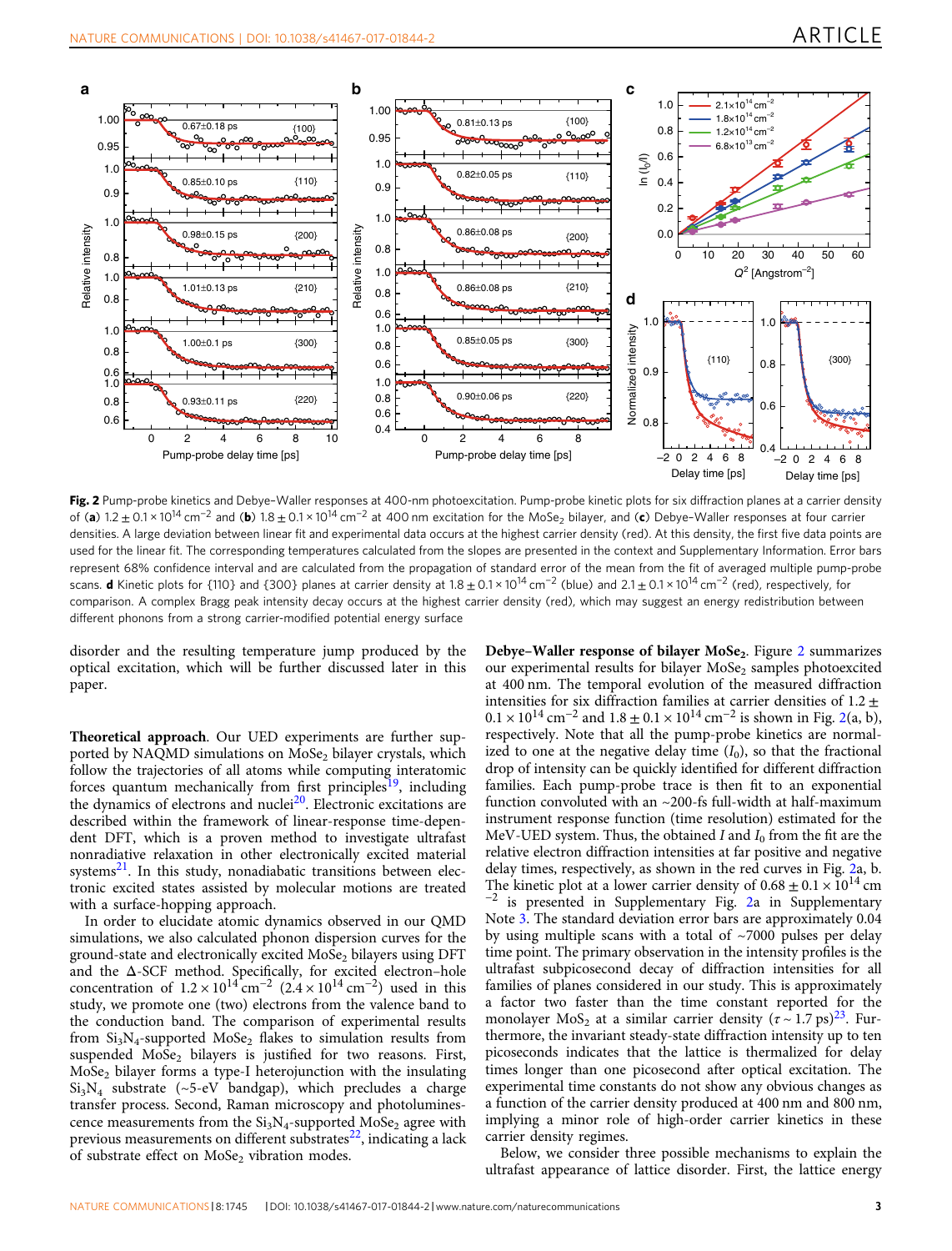**Fig. 2** Pump-probe kinetics and Debye–Waller responses at 400-nm photoexcitation. Pump-probe kinetic plots for six diffraction planes at a carrier density of (**a**) $1.2 \pm 0.1 \times 10^{14}$ cm$^{-2}$ and (**b**) $1.8 \pm 0.1 \times 10^{14}$ cm$^{-2}$ at 400 nm excitation for the $MoSe_2$ bilayer, and (**c**) Debye-Waller responses at four carrier densities. A large deviation between linear fit and experimental data occurs at the highest carrier density (red). At this density, the first five data points are used for the linear fit. The corresponding temperatures calculated from the slopes are presented in the context and Supplementary Information. Error bars represent 68% confidence interval and are calculated from the propagation of standard error of the mean from the fit of averaged multiple pump-probe scans. **d** Kinetic plots for {110} and {300} planes at carrier density at $1.8 \pm 0.1 \times 10^{14}$ cm$^{-2}$ (blue) and $2.1 \pm 0.1 \times 10^{14}$ cm$^{-2}$ (red), respectively, for comparison. A complex Bragg peak intensity decay occurs at the highest carrier density (red), which may suggest an energy redistribution between different phonons from a strong carrier-modified potential energy surface

disorder and the resulting temperature jump produced by the optical excitation, which will be further discussed later in this paper.

**Theoretical approach**. Our UED experiments are further supported by NAQMD simulations on $MoSe_2$ bilayer crystals, which follow the trajectories of all atoms while computing interatomic forces quantum mechanically from first principles[19], including the dynamics of electrons and nuclei[20]. Electronic excitations are described within the framework of linear-response time-dependent DFT, which is a proven method to investigate ultrafast nonradiative relaxation in other electronically excited material systems[21]. In this study, nonadiabatic transitions between electronic excited states assisted by molecular motions are treated with a surface-hopping approach.

In order to elucidate atomic dynamics observed in our QMD simulations, we also calculated phonon dispersion curves for the ground-state and electronically excited $MoSe_2$ bilayers using DFT and the Δ-SCF method. Specifically, for excited electron–hole concentration of $1.2 \times 10^{14}$ cm$^{-2}$ ($2.4 \times 10^{14}$ cm$^{-2}$) used in this study, we promote one (two) electrons from the valence band to the conduction band. The comparison of experimental results from $Si_3N_4$-supported $MoSe_2$ flakes to simulation results from suspended $MoSe_2$ bilayers is justified for two reasons. First, $MoSe_2$ bilayer forms a type-I heterojunction with the insulating $Si_3N_4$ substrate (~5-eV bandgap), which precludes a charge transfer process. Second, Raman microscopy and photoluminescence measurements from the $Si_3N_4$-supported $MoSe_2$ agree with previous measurements on different substrates[22], indicating a lack of substrate effect on $MoSe_2$ vibration modes.

**Debye–Waller response of bilayer $MoSe_2$**. Figure 2 summarizes our experimental results for bilayer $MoSe_2$ samples photoexcited at 400 nm. The temporal evolution of the measured diffraction intensities for six diffraction families at carrier densities of $1.2 \pm 0.1 \times 10^{14}$ cm$^{-2}$ and $1.8 \pm 0.1 \times 10^{14}$ cm$^{-2}$ is shown in Fig. 2(a, b), respectively. Note that all the pump-probe kinetics are normalized to one at the negative delay time ($I_0$), so that the fractional drop of intensity can be quickly identified for different diffraction families. Each pump-probe trace is then fit to an exponential function convoluted with an ~200-fs full-width at half-maximum instrument response function (time resolution) estimated for the MeV-UED system. Thus, the obtained $I$ and $I_0$ from the fit are the relative electron diffraction intensities at far positive and negative delay times, respectively, as shown in the red curves in Fig. 2a, b. The kinetic plot at a lower carrier density of $0.68 \pm 0.1 \times 10^{14}$ cm$^{-2}$ is presented in Supplementary Fig. 2a in Supplementary Note 3. The standard deviation error bars are approximately 0.04 by using multiple scans with a total of ~7000 pulses per delay time point. The primary observation in the intensity profiles is the ultrafast subpicosecond decay of diffraction intensities for all families of planes considered in our study. This is approximately a factor two faster than the time constant reported for the monolayer $MoS_2$ at a similar carrier density ($\tau \sim 1.7$ ps)[23]. Furthermore, the invariant steady-state diffraction intensity up to ten picoseconds indicates that the lattice is thermalized for delay times longer than one picosecond after optical excitation. The experimental time constants do not show any obvious changes as a function of the carrier density produced at 400 nm and 800 nm, implying a minor role of high-order carrier kinetics in these carrier density regimes.

Below, we consider three possible mechanisms to explain the ultrafast appearance of lattice disorder. First, the lattice energy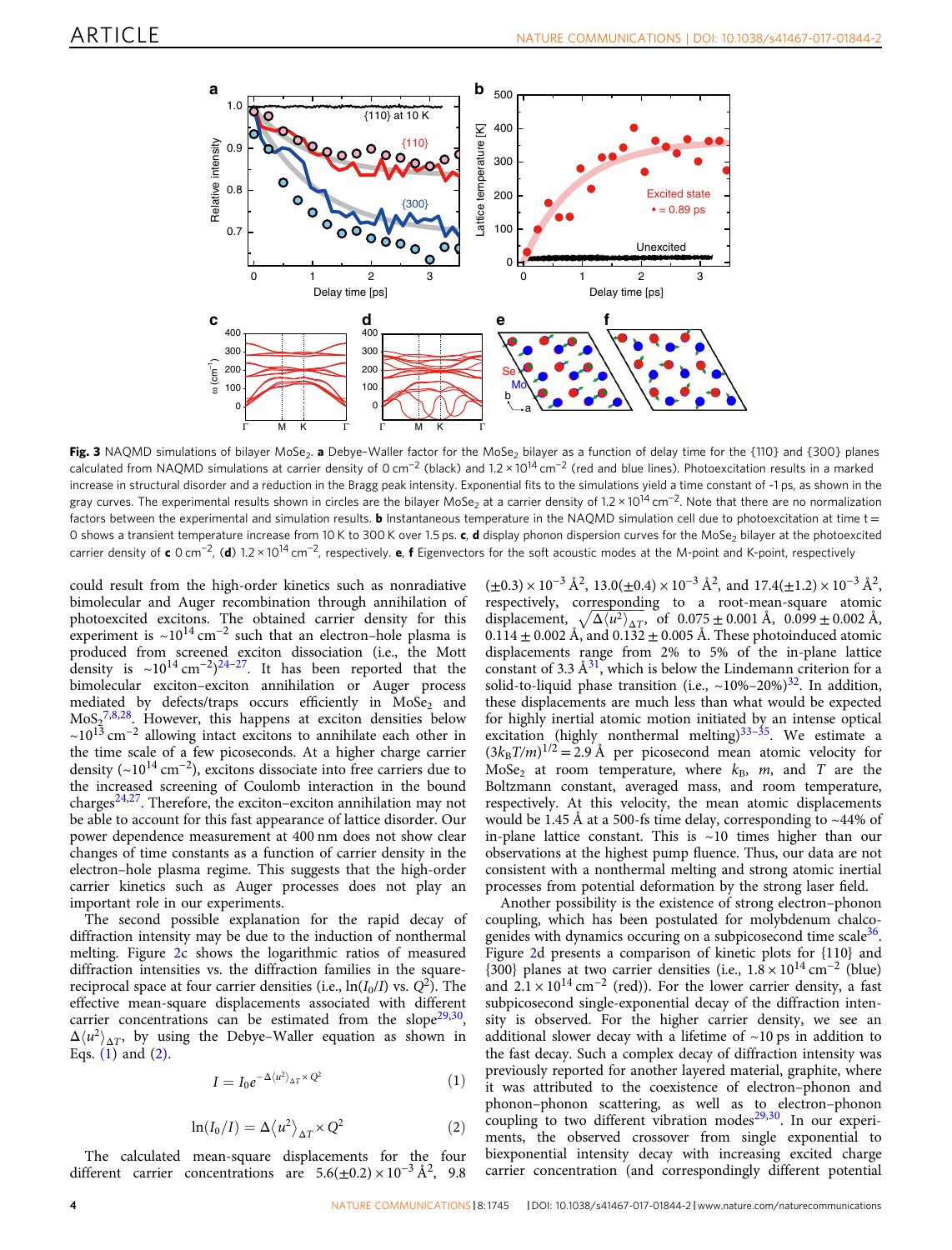**Fig. 3** NAQMD simulations of bilayer $MoSe_2$. **a** Debye–Waller factor for the $MoSe_2$ bilayer as a function of delay time for the {110} and {300} planes calculated from NAQMD simulations at carrier density of 0 $cm^{-2}$ (black) and $1.2 \times 10^{14}$ $cm^{-2}$ (red and blue lines). Photoexcitation results in a marked increase in structural disorder and a reduction in the Bragg peak intensity. Exponential fits to the simulations yield a time constant of ~1 ps, as shown in the gray curves. The experimental results shown in circles are the bilayer $MoSe_2$ at a carrier density of $1.2 \times 10^{14}$ $cm^{-2}$. Note that there are no normalization factors between the experimental and simulation results. **b** Instantaneous temperature in the NAQMD simulation cell due to photoexcitation at time t = 0 shows a transient temperature increase from 10 K to 300 K over 1.5 ps. **c**, **d** display phonon dispersion curves for the $MoSe_2$ bilayer at the photoexcited carrier density of **c** 0 $cm^{-2}$, (**d**) $1.2 \times 10^{14}$ $cm^{-2}$, respectively. **e**, **f** Eigenvectors for the soft acoustic modes at the M-point and K-point, respectively

could result from the high-order kinetics such as nonradiative bimolecular and Auger recombination through annihilation of photoexcited excitons. The obtained carrier density for this experiment is ~$10^{14}$ $cm^{-2}$ such that an electron–hole plasma is produced from screened exciton dissociation (i.e., the Mott density is ~$10^{14}$ $cm^{-2}$)[24–27]. It has been reported that the bimolecular exciton–exciton annihilation or Auger process mediated by defects/traps occurs efficiently in $MoSe_2$ and $MoS_2$[7,8,28]. However, this happens at exciton densities below ~$10^{13}$ $cm^{-2}$ allowing intact excitons to annihilate each other in the time scale of a few picoseconds. At a higher charge carrier density (~$10^{14}$ $cm^{-2}$), excitons dissociate into free carriers due to the increased screening of Coulomb interaction in the bound charges[24,27]. Therefore, the exciton–exciton annihilation may not be able to account for this fast appearance of lattice disorder. Our power dependence measurement at 400 nm does not show clear changes of time constants as a function of carrier density in the electron–hole plasma regime. This suggests that the higher-order carrier kinetics such as Auger processes does not play an important role in our experiments.

The second possible explanation for the rapid decay of diffraction intensity may be due to the induction of nonthermal melting. Figure 2c shows the logarithmic ratios of measured diffraction intensities vs. the diffraction families in the square-reciprocal space at four carrier densities (i.e., $\ln(I_0/I)$ vs. $Q^2$). The effective mean-square displacements associated with different carrier concentrations can be estimated from the slope[29,30], $\Delta\langle u^2\rangle_{\Delta T}$, by using the Debye–Waller equation as shown in Eqs. (1) and (2).

$$I = I_0 e^{-\Delta\langle u^2\rangle_{\Delta T} \times Q^2} \tag{1}$$

$$\ln(I_0/I) = \Delta\langle u^2\rangle_{\Delta T} \times Q^2 \tag{2}$$

The calculated mean-square displacements for the four different carrier concentrations are $5.6(\pm0.2) \times 10^{-3}$ Å$^2$, $9.8(\pm0.3) \times 10^{-3}$ Å$^2$, $13.0(\pm0.4) \times 10^{-3}$ Å$^2$, and $17.4(\pm1.2) \times 10^{-3}$ Å$^2$, respectively, corresponding to a root-mean-square atomic displacement, $\sqrt{\Delta\langle u^2\rangle_{\Delta T}}$, of $0.075 \pm 0.001$ Å, $0.099 \pm 0.002$ Å, $0.114 \pm 0.002$ Å, and $0.132 \pm 0.005$ Å. These photoinduced atomic displacements range from 2% to 5% of the in-plane lattice constant of 3.3 Å[31], which is below the Lindemann criterion for a solid-to-liquid phase transition (i.e., ~10%–20%)[32]. In addition, these displacements are much less than what would be expected for highly inertial atomic motion initiated by an intense optical excitation (highly nonthermal melting)[33–35]. We estimate a $(3k_BT/m)^{1/2} = 2.9$ Å per picosecond mean atomic velocity for $MoSe_2$ at room temperature, where $k_B$, $m$, and $T$ are the Boltzmann constant, averaged mass, and room temperature, respectively. At this velocity, the mean atomic displacements would be 1.45 Å at a 500-fs time delay, corresponding to ~44% of in-plane lattice constant. This is ~10 times higher than our observations at the highest pump fluence. Thus, our data are not consistent with a nonthermal melting and strong atomic inertial processes from potential deformation by the strong laser field.

Another possibility is the existence of strong electron–phonon coupling, which has been postulated for molybdenum chalcogenides with dynamics occuring on a subpicosecond time scale[36]. Figure 2d presents a comparison of kinetic plots for {110} and {300} planes at two carrier densities (i.e., $1.8 \times 10^{14}$ $cm^{-2}$ (blue) and $2.1 \times 10^{14}$ $cm^{-2}$ (red)). For the lower carrier density, a fast subpicosecond single-exponential decay of the diffraction intensity is observed. For the higher carrier density, we see an additional slower decay with a lifetime of ~10 ps in addition to the fast decay. Such a complex decay of diffraction intensity was previously reported for another layered material, graphite, where it was attributed to the coexistence of electron–phonon and phonon–phonon scattering, as well as to electron–phonon coupling to two different vibration modes[29,30]. In our experiments, the observed crossover from single exponential to biexponential intensity decay with increasing excited charge carrier concentration (and correspondingly different potential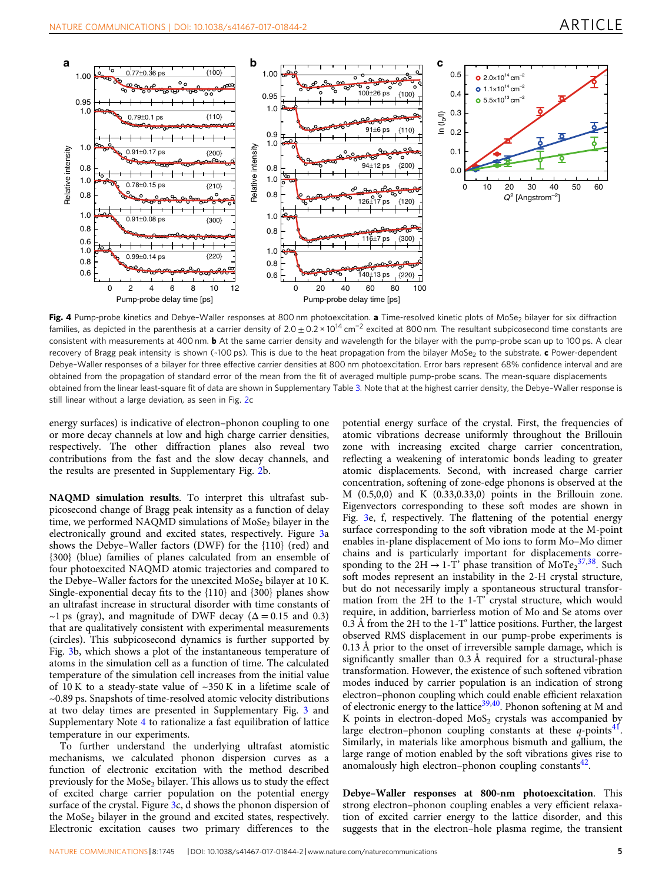**Fig. 4** Pump-probe kinetics and Debye–Waller responses at 800 nm photoexcitation. **a** Time-resolved kinetic plots of $MoSe_2$ bilayer for six diffraction families, as depicted in the parenthesis at a carrier density of $2.0 \pm 0.2 \times 10^{14}$ cm$^{-2}$ excited at 800 nm. The resultant subpicosecond time constants are consistent with measurements at 400 nm. **b** At the same carrier density and wavelength for the bilayer with the pump-probe scan up to 100 ps. A clear recovery of Bragg peak intensity is shown (~100 ps). This is due to the heat propagation from the bilayer $MoSe_2$ to the substrate. **c** Power-dependent Debye–Waller responses of a bilayer for three effective carrier densities at 800 nm photoexcitation. Error bars represent 68% confidence interval and are obtained from the propagation of standard error of the mean from the fit of averaged multiple pump-probe scans. The mean-square displacements obtained from the linear least-square fit of data are shown in Supplementary Table 3. Note that at the highest carrier density, the Debye–Waller response is still linear without a large deviation, as seen in Fig. 2c

energy surfaces) is indicative of electron–phonon coupling to one or more decay channels at low and high charge carrier densities, respectively. The other diffraction planes also reveal two contributions from the fast and the slow decay channels, and the results are presented in Supplementary Fig. 2b.

**NAQMD simulation results**. To interpret this ultrafast subpicosecond change of Bragg peak intensity as a function of delay time, we performed NAQMD simulations of $MoSe_2$ bilayer in the electronically ground and excited states, respectively. Figure 3a shows the Debye–Waller factors (DWF) for the {110} (red) and {300} (blue) families of planes calculated from an ensemble of four photoexcited NAQMD atomic trajectories and compared to the Debye–Waller factors for the unexcited $MoSe_2$ bilayer at 10 K. Single-exponential decay fits to the {110} and {300} planes show an ultrafast increase in structural disorder with time constants of ~1 ps (gray), and magnitude of DWF decay ($\Delta = 0.15$ and 0.3) that are qualitatively consistent with experimental measurements (circles). This subpicosecond dynamics is further supported by Fig. 3b, which shows a plot of the instantaneous temperature of atoms in the simulation cell as a function of time. The calculated temperature of the simulation cell increases from the initial value of 10 K to a steady-state value of ~350 K in a lifetime scale of ~0.89 ps. Snapshots of time-resolved atomic velocity distributions at two delay times are presented in Supplementary Fig. 3 and Supplementary Note 4 to rationalize a fast equilibration of lattice temperature in our experiments.

To further understand the underlying ultrafast atomistic mechanisms, we calculated phonon dispersion curves as a function of electronic excitation with the method described previously for the $MoSe_2$ bilayer. This allows us to study the effect of excited charge carrier population on the potential energy surface of the crystal. Figure 3c, d shows the phonon dispersion of the $MoSe_2$ bilayer in the ground and excited states, respectively. Electronic excitation causes two primary differences to the potential energy surface of the crystal. First, the frequencies of atomic vibrations decrease uniformly throughout the Brillouin zone with increasing excited charge carrier concentration, reflecting a weakening of interatomic bonds leading to greater atomic displacements. Second, with increased charge carrier concentration, softening of zone-edge phonons is observed at the M (0.5,0,0) and K (0.33,0.33,0) points in the Brillouin zone. Eigenvectors corresponding to these soft modes are shown in Fig. 3e, f, respectively. The flattening of the potential energy surface corresponding to the soft vibration mode at the M-point enables in-plane displacement of Mo ions to form Mo–Mo dimer chains and is particularly important for displacements corresponding to the 2H → 1-T' phase transition of $MoTe_2$[37,38]. Such soft modes represent an instability in the 2-H crystal structure, but do not necessarily imply a spontaneous structural transformation from the 2H to the 1-T' crystal structure, which would require, in addition, barrierless motion of Mo and Se atoms over 0.3 Å from the 2H to the 1-T' lattice positions. Further, the largest observed RMS displacement in our pump-probe experiments is 0.13 Å prior to the onset of irreversible sample damage, which is significantly smaller than 0.3 Å required for a structural-phase transformation. However, the existence of such softened vibration modes induced by carrier population is an indication of strong electron–phonon coupling which could enable efficient relaxation of electronic energy to the lattice[39,40]. Phonon softening at M and K points in electron-doped $MoS_2$ crystals was accompanied by large electron–phonon coupling constants at these *q*-points[41]. Similarly, in materials like amorphous bismuth and gallium, the large range of motion enabled by the soft vibrations gives rise to anomalously high electron–phonon coupling constants[42].

**Debye–Waller responses at 800-nm photoexcitation**. This strong electron–phonon coupling enables a very efficient relaxation of excited carrier energy to the lattice disorder, and this suggests that in the electron–hole plasma regime, the transient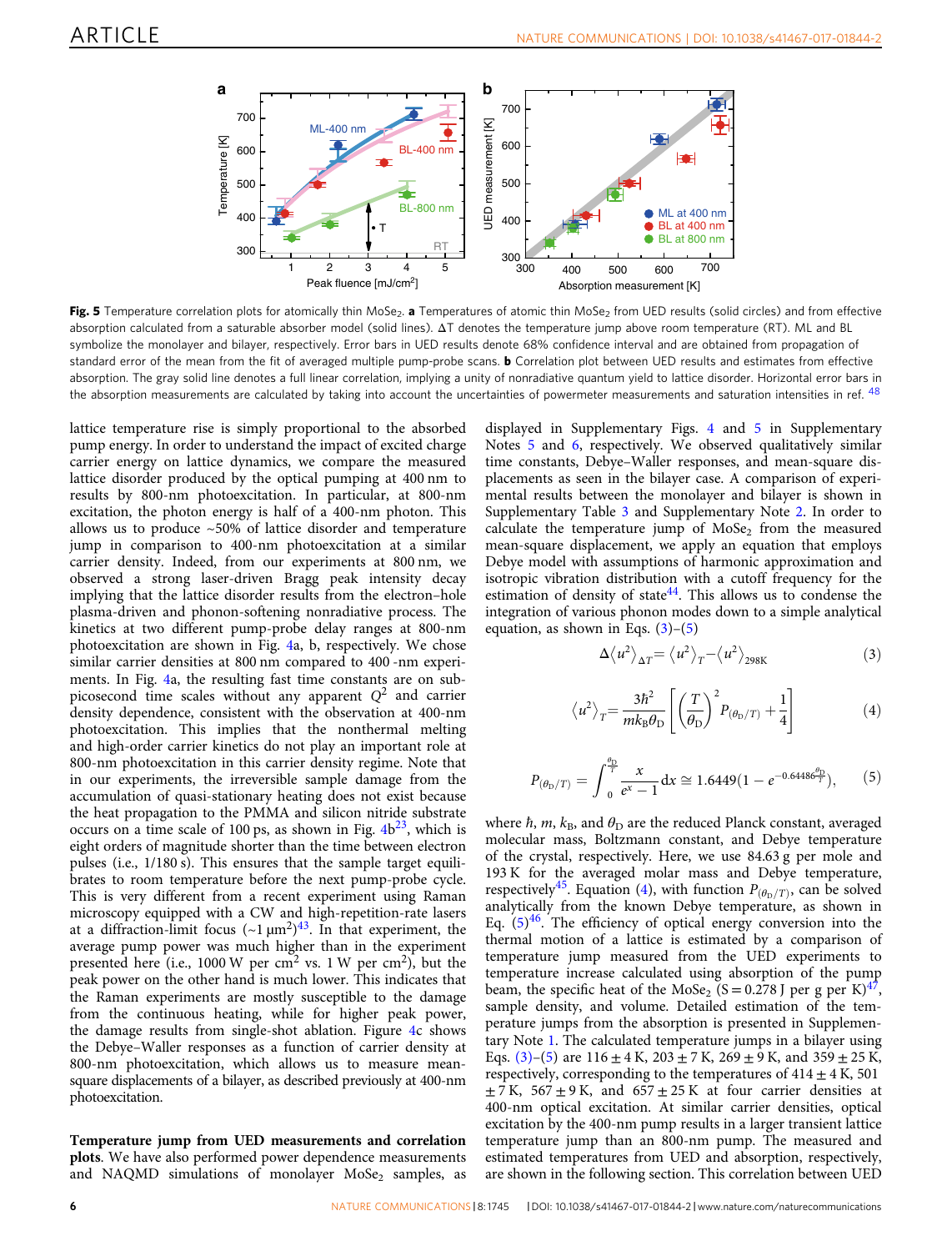**Fig. 5** Temperature correlation plots for atomically thin $MoSe_2$. **a** Temperatures of atomic thin $MoSe_2$ from UED results (solid circles) and from effective absorption calculated from a saturable absorber model (solid lines). ΔT denotes the temperature jump above room temperature (RT). ML and BL symbolize the monolayer and bilayer, respectively. Error bars in UED results denote 68% confidence interval and are obtained from propagation of standard error of the mean from the fit of averaged multiple pump-probe scans. **b** Correlation plot between UED results and estimates from effective absorption. The gray solid line denotes a full linear correlation, implying a unity of nonradiative quantum yield to lattice disorder. Horizontal error bars in the absorption measurements are calculated by taking into account the uncertainties of powermeter measurements and saturation intensities in ref. [48]

lattice temperature rise is simply proportional to the absorbed pump energy. In order to understand the impact of excited charge carrier energy on lattice dynamics, we compare the measured lattice disorder produced by the optical pumping at 400 nm to results by 800-nm photoexcitation. In particular, at 800-nm excitation, the photon energy is half of a 400-nm photon. This allows us to produce ~50% of lattice disorder and temperature jump in comparison to 400-nm photoexcitation at a similar carrier density. Indeed, from our experiments at 800 nm, we observed a strong laser-driven Bragg peak intensity decay implying that the lattice disorder results from the electron–hole plasma-driven and phonon-softening nonradiative process. The kinetics at two different pump-probe delay ranges at 800-nm photoexcitation are shown in Fig. 4a, b, respectively. We chose similar carrier densities at 800 nm compared to 400 -nm experiments. In Fig. 4a, the resulting fast time constants are on sub-picosecond time scales without any apparent $Q^2$ and carrier density dependence, consistent with the observation at 400-nm photoexcitation. This implies that the nonthermal melting and high-order carrier kinetics do not play an important role at 800-nm photoexcitation in this carrier density regime. Note that in our experiments, the irreversible sample damage from the accumulation of quasi-stationary heating does not exist because the heat propagation to the PMMA and silicon nitride substrate occurs on a time scale of 100 ps, as shown in Fig. 4b[23], which is eight orders of magnitude shorter than the time between electron pulses (i.e., 1/180 s). This ensures that the sample target equilibrates to room temperature before the next pump-probe cycle. This is very different from a recent experiment using Raman microscopy equipped with a CW and high-repetition-rate lasers at a diffraction-limit focus (~1 μm$^2$)[43]. In that experiment, the average pump power was much higher than in the experiment presented here (i.e., 1000 W per cm$^2$ vs. 1 W per cm$^2$), but the peak power on the other hand is much lower. This indicates that the Raman experiments are mostly susceptible to the damage from the continuous heating, while for higher peak power, the damage results from single-shot ablation. Figure 4c shows the Debye–Waller responses as a function of carrier density at 800-nm photoexcitation, which allows us to measure mean-square displacements of a bilayer, as described previously at 400-nm photoexcitation.

**Temperature jump from UED measurements and correlation plots**. We have also performed power dependence measurements and NAQMD simulations of monolayer $MoSe_2$ samples, as displayed in Supplementary Figs. 4 and 5 in Supplementary Notes 5 and 6, respectively. We observed qualitatively similar time constants, Debye–Waller responses, and mean-square displacements as seen in the bilayer case. A comparison of experimental results between the monolayer and bilayer is shown in Supplementary Table 3 and Supplementary Note 2. In order to calculate the temperature jump of $MoSe_2$ from the measured mean-square displacement, we apply an equation that employs Debye model with assumptions of harmonic approximation and isotropic vibration distribution with a cutoff frequency for the estimation of density of state[44]. This allows us to condense the integration of various phonon modes down to a simple analytical equation, as shown in Eqs. (3)–(5)

$$\Delta\langle u^2\rangle_{\Delta T} = \langle u^2\rangle_T - \langle u^2\rangle_{298\mathrm{K}} \tag{3}$$

$$\langle u^2\rangle_T = \frac{3\hbar^2}{mk_B\theta_D}\left[\left(\frac{T}{\theta_D}\right)^2 P_{(\theta_D/T)} + \frac{1}{4}\right] \tag{4}$$

$$P_{(\theta_D/T)} = \int_0^{\frac{\theta_D}{T}} \frac{x}{e^x - 1}\mathrm{d}x \cong 1.6449\left(1 - e^{-0.64486\frac{\theta_D}{T}}\right), \tag{5}$$

where $\hbar$, $m$, $k_B$, and $\theta_D$ are the reduced Planck constant, averaged molecular mass, Boltzmann constant, and Debye temperature of the crystal, respectively. Here, we use 84.63 g per mole and 193 K for the averaged molar mass and Debye temperature, respectively[45]. Equation (4), with function $P_{(\theta_D/T)}$, can be solved analytically from the known Debye temperature, as shown in Eq. (5)[46]. The efficiency of optical energy conversion into the thermal motion of a lattice is estimated by a comparison of temperature jump measured from the UED experiments to temperature increase calculated using absorption of the pump beam, the specific heat of the $MoSe_2$ (S = 0.278 J per g per K)[47], sample density, and volume. Detailed estimation of the temperature jumps from the absorption is presented in Supplementary Note 1. The calculated temperature jumps in a bilayer using Eqs. (3)–(5) are 116 ± 4 K, 203 ± 7 K, 269 ± 9 K, and 359 ± 25 K, respectively, corresponding to the temperatures of 414 ± 4 K, 501 ± 7 K, 567 ± 9 K, and 657 ± 25 K at four carrier densities at 400-nm optical excitation. At similar carrier densities, optical excitation by the 400-nm pump results in a larger transient lattice temperature jump than an 800-nm pump. The measured and estimated temperatures from UED and absorption, respectively, are shown in the following section. This correlation between UED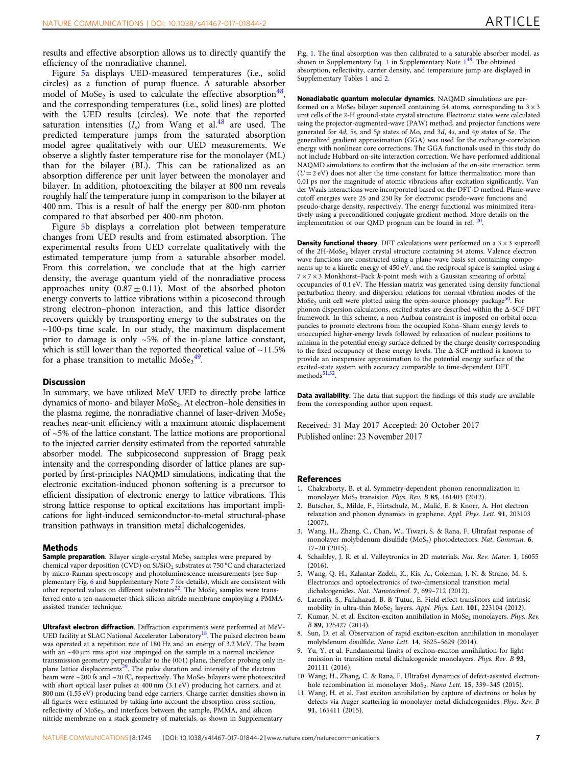results and effective absorption allows us to directly quantify the efficiency of the nonradiative channel.

Figure 5a displays UED-measured temperatures (i.e., solid circles) as a function of pump fluence. A saturable absorber model of $MoSe_2$ is used to calculate the effective absorption[48], and the corresponding temperatures (i.e., solid lines) are plotted with the UED results (circles). We note that the reported saturation intensities ($I_s$) from Wang et al.[48] are used. The predicted temperature jumps from the saturated absorption model agree qualitatively with our UED measurements. We observe a slightly faster temperature rise for the monolayer (ML) than for the bilayer (BL). This can be rationalized as an absorption difference per unit layer between the monolayer and bilayer. In addition, photoexciting the bilayer at 800 nm reveals roughly half the temperature jump in comparison to the bilayer at 400 nm. This is a result of half the energy per 800-nm photon compared to that absorbed per 400-nm photon.

Figure 5b displays a correlation plot between temperature changes from UED results and from estimated absorption. The experimental results from UED correlate qualitatively with the estimated temperature jump from a saturable absorber model. From this correlation, we conclude that at the high carrier density, the average quantum yield of the nonradiative process approaches unity ($0.87 \pm 0.11$). Most of the absorbed photon energy converts to lattice vibrations within a picosecond through strong electron–phonon interaction, and this lattice disorder recovers quickly by transporting energy to the substrates on the ~100-ps time scale. In our study, the maximum displacement prior to damage is only ~5% of the in-plane lattice constant, which is still lower than the reported theoretical value of ~11.5% for a phase transition to metallic $MoSe_2$[49].

## Discussion

In summary, we have utilized MeV UED to directly probe lattice dynamics of mono- and bilayer $MoSe_2$. At electron–hole densities in the plasma regime, the nonradiative channel of laser-driven $MoSe_2$ reaches near-unit efficiency with a maximum atomic displacement of ~5% of the lattice constant. The lattice motions are proportional to the injected carrier density estimated from the reported saturable absorber model. The subpicosecond suppression of Bragg peak intensity and the corresponding disorder of lattice planes are supported by first-principles NAQMD simulations, indicating that the electronic excitation-induced phonon softening is a precursor to efficient dissipation of electronic energy to lattice vibrations. This strong lattice response to optical excitations has important implications for light-induced semiconductor-to-metal structural-phase transition pathways in transition metal dichalcogenides.

## Methods

**Sample preparation**. Bilayer single-crystal $MoSe_2$ samples were prepared by chemical vapor deposition (CVD) on $Si/SiO_2$ substrates at 750 °C and characterized by micro-Raman spectroscopy and photoluminescence measurements (see Supplementary Fig. 6 and Supplementary Note 7 for details), which are consistent with other reported values on different substrates[22]. The $MoSe_2$ samples were transferred onto a ten-nanometer-thick silicon nitride membrane employing a PMMA-assisted transfer technique.

**Ultrafast electron diffraction**. Diffraction experiments were performed at MeV-UED facility at SLAC National Accelerator Laboratory[18]. The pulsed electron beam was operated at a repetition rate of 180 Hz and an energy of 3.2 MeV. The beam with an ~40 μm rms spot size impinged on the sample in a normal incidence transmission geometry perpendicular to the (001) plane, therefore probing only in-plane lattice displacements[29]. The pulse duration and intensity of the electron beam were ~200 fs and ~20 fC, respectively. The $MoSe_2$ bilayers were photoexcited with short optical laser pulses at 400 nm (3.1 eV) producing hot carriers, and at 800 nm (1.55 eV) producing band edge carriers. Charge carrier densities shown in all figures were estimated by taking into account the absorption cross section, reflectivity of $MoSe_2$, and interfaces between the sample, PMMA, and silicon nitride membrane on a stack geometry of materials, as shown in Supplementary Fig. 1. The final absorption was then calibrated to a saturable absorber model, as shown in Supplementary Eq. 1 in Supplementary Note 1[48]. The obtained absorption, reflectivity, carrier density, and temperature jump are displayed in Supplementary Tables 1 and 2.

**Nonadiabatic quantum molecular dynamics**. NAQMD simulations are performed on a $MoSe_2$ bilayer supercell containing 54 atoms, corresponding to $3 \times 3$ unit cells of the 2-H ground-state crystal structure. Electronic states were calculated using the projector-augmented-wave (PAW) method, and projector functions were generated for 4*d*, 5*s*, and 5*p* states of Mo, and 3*d*, 4*s*, and 4*p* states of Se. The generalized gradient approximation (GGA) was used for the exchange-correlation energy with nonlinear core corrections. The GGA functionals used in this study do not include Hubbard on-site interaction correction. We have performed additional NAQMD simulations to confirm that the inclusion of the on-site interaction term ($U = 2$ eV) does not alter the time constant for lattice thermalization more than 0.01 ps nor the magnitude of atomic vibrations after excitation significantly. Van der Waals interactions were incorporated based on the DFT-D method. Plane-wave cutoff energies were 25 and 250 Ry for electronic pseudo-wave functions and pseudo-charge density, respectively. The energy functional was minimized iteratively using a preconditioned conjugate-gradient method. More details on the implementation of our QMD program can be found in ref. [20].

**Density functional theory**. DFT calculations were performed on a $3 \times 3$ supercell of the 2H-$MoSe_2$ bilayer crystal structure containing 54 atoms. Valence electron wave functions are constructed using a plane-wave basis set containing components up to a kinetic energy of 450 eV, and the reciprocal space is sampled using a $7 \times 7 \times 3$ Monkhorst–Pack ***k***-point mesh with a Gaussian smearing of orbital occupancies of 0.1 eV. The Hessian matrix was generated using density functional perturbation theory, and dispersion relations for normal vibration modes of the $MoSe_2$ unit cell were plotted using the open-source phonopy package[50]. For phonon dispersion calculations, excited states are described within the Δ-SCF DFT framework. In this scheme, a non-Aufbau constraint is imposed on orbital occupancies to promote electrons from the occupied Kohn–Sham energy levels to unoccupied higher-energy levels followed by relaxation of nuclear positions to minima in the potential energy surface defined by the charge density corresponding to the fixed occupancy of these energy levels. The Δ-SCF method is known to provide an inexpensive approximation to the potential energy surface of the excited-state system with accuracy comparable to time-dependent DFT methods[51,52].

**Data availability**. The data that support the findings of this study are available from the corresponding author upon request.

Received: 31 May 2017 Accepted: 20 October 2017
Published online: 23 November 2017

## References

1. Chakraborty, B. et al. Symmetry-dependent phonon renormalization in monolayer $MoS_2$ transistor. *Phys. Rev. B* **85**, 161403 (2012).
2. Butscher, S., Milde, F., Hirtschulz, M., Malić, E. & Knorr, A. Hot electron relaxation and phonon dynamics in graphene. *Appl. Phys. Lett.* **91**, 203103 (2007).
3. Wang, H., Zhang, C., Chan, W., Tiwari, S. & Rana, F. Ultrafast response of monolayer molybdenum disulfide ($MoS_2$) photodetectors. *Nat. Commun.* **6**, 17–20 (2015).
4. Schaibley, J. R. et al. Valleytronics in 2D materials. *Nat. Rev. Mater.* **1**, 16055 (2016).
5. Wang, Q. H., Kalantar-Zadeh, K., Kis, A., Coleman, J. N. & Strano, M. S. Electronics and optoelectronics of two-dimensional transition metal dichalcogenides. *Nat. Nanotechnol.* **7**, 699–712 (2012).
6. Larentis, S., Fallahazad, B. & Tutuc, E. Field-effect transistors and intrinsic mobility in ultra-thin $MoSe_2$ layers. *Appl. Phys. Lett.* **101**, 223104 (2012).
7. Kumar, N. et al. Exciton-exciton annihilation in $MoSe_2$ monolayers. *Phys. Rev. B* **89**, 125427 (2014).
8. Sun, D. et al. Observation of rapid exciton-exciton annihilation in monolayer molybdenum disulfide. *Nano Lett.* **14**, 5625–5629 (2014).
9. Yu, Y. et al. Fundamental limits of exciton-exciton annihilation for light emission in transition metal dichalcogenide monolayers. *Phys. Rev. B* **93**, 201111 (2016).
10. Wang, H., Zhang, C. & Rana, F. Ultrafast dynamics of defect-assisted electron-hole recombination in monolayer $MoS_2$. *Nano Lett.* **15**, 339–345 (2015).
11. Wang, H. et al. Fast exciton annihilation by capture of electrons or holes by defects via Auger scattering in monolayer metal dichalcogenides. *Phys. Rev. B* **91**, 165411 (2015).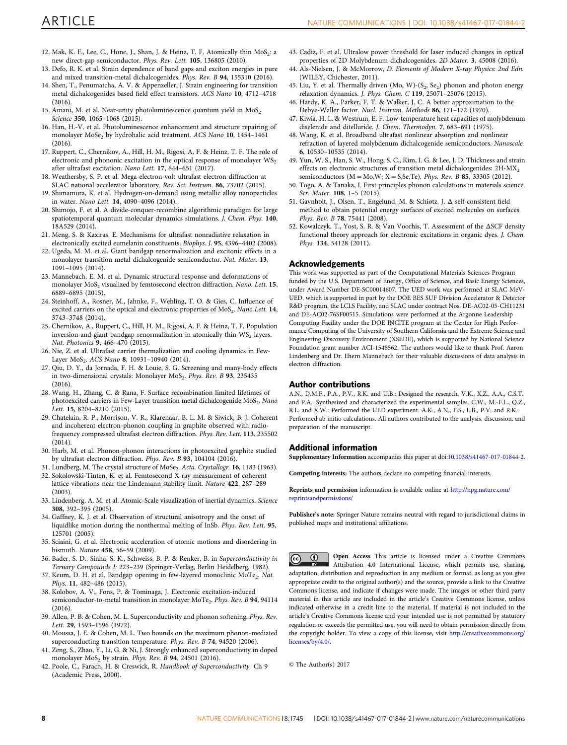12. Mak, K. F., Lee, C., Hone, J., Shan, J. & Heinz, T. F. Atomically thin $MoS_2$: a new direct-gap semiconductor. *Phys. Rev. Lett.* **105**, 136805 (2010).
13. Defo, R. K. et al. Strain dependence of band gaps and exciton energies in pure and mixed transition-metal dichalcogenides. *Phys. Rev. B* **94**, 155310 (2016).
14. Shen, T., Penumatcha, A. V. & Appenzeller, J. Strain engineering for transition metal dichalcogenides based field effect transistors. *ACS Nano* **10**, 4712–4718 (2016).
15. Amani, M. et al. Near-unity photoluminescence quantum yield in $MoS_2$. *Science* **350**, 1065–1068 (2015).
16. Han, H.-V. et al. Photoluminescence enhancement and structure repairing of monolayer $MoSe_2$ by hydrohalic acid treatment. *ACS Nano* **10**, 1454–1461 (2016).
17. Ruppert, C., Chernikov, A., Hill, H. M., Rigosi, A. F. & Heinz, T. F. The role of electronic and phononic excitation in the optical response of monolayer $WS_2$ after ultrafast excitation. *Nano Lett.* **17**, 644–651 (2017).
18. Weathersby, S. P. et al. Mega-electron-volt ultrafast electron diffraction at SLAC national accelerator laboratory. *Rev. Sci. Instrum.* **86**, 73702 (2015).
19. Shimamura, K. et al. Hydrogen-on-demand using metallic alloy nanoparticles in water. *Nano Lett.* **14**, 4090–4096 (2014).
20. Shimojo, F. et al. A divide-conquer-recombine algorithmic paradigm for large spatiotemporal quantum molecular dynamics simulations. *J. Chem. Phys.* **140**, 18A529 (2014).
21. Meng, S. & Kaxiras, E. Mechanisms for ultrafast nonradiative relaxation in electronically excited eumelanin constituents. *Biophys. J.* **95**, 4396–4402 (2008).
22. Ugeda, M. M. et al. Giant bandgap renormalization and excitonic effects in a monolayer transition metal dichalcogenide semiconductor. *Nat. Mater.* **13**, 1091–1095 (2014).
23. Mannebach, E. M. et al. Dynamic structural response and deformations of monolayer $MoS_2$ visualized by femtosecond electron diffraction. *Nano. Lett.* **15**, 6889–6895 (2015).
24. Steinhoff, A., Rosner, M., Jahnke, F., Wehling, T. O. & Gies, C. Influence of excited carriers on the optical and electronic properties of $MoS_2$. *Nano Lett.* **14**, 3743–3748 (2014).
25. Chernikov, A., Ruppert, C., Hill, H. M., Rigosi, A. F. & Heinz, T. F. Population inversion and giant bandgap renormalization in atomically thin $WS_2$ layers. *Nat. Photonics* **9**, 466–470 (2015).
26. Nie, Z. et al. Ultrafast carrier thermalization and cooling dynamics in Few-Layer $MoS_2$. *ACS Nano* **8**, 10931–10940 (2014).
27. Qiu, D. Y., da Jornada, F. H. & Louie, S. G. Screening and many-body effects in two-dimensional crystals: Monolayer $MoS_2$. *Phys. Rev. B* **93**, 235435 (2016).
28. Wang, H., Zhang, C. & Rana, F. Surface recombination limited lifetimes of photoexcited carriers in Few-Layer transition metal dichalcogenide $MoS_2$. *Nano Lett.* **15**, 8204–8210 (2015).
29. Chatelain, R. P., Morrison, V. R., Klarenaar, B. L. M. & Siwick, B. J. Coherent and incoherent electron-phonon coupling in graphite observed with radio-frequency compressed ultrafast electron diffraction. *Phys. Rev. Lett.* **113**, 235502 (2014).
30. Harb, M. et al. Phonon-phonon interactions in photoexcited graphite studied by ultrafast electron diffraction. *Phys. Rev. B* **93**, 104104 (2016).
31. Lundberg, M. The crystal structure of $MoSe_2$. *Acta. Crystallogr.* **16**, 1183 (1963).
32. Sokolowski-Tinten, K. et al. Femtosecond X-ray measurement of coherent lattice vibrations near the Lindemann stability limit. *Nature* **422**, 287–289 (2003).
33. Lindenberg, A. M. et al. Atomic-Scale visualization of inertial dynamics. *Science* **308**, 392–395 (2005).
34. Gaffney, K. J. et al. Observation of structural anisotropy and the onset of liquidlike motion during the nonthermal melting of InSb. *Phys. Rev. Lett.* **95**, 125701 (2005).
35. Sciaini, G. et al. Electronic acceleration of atomic motions and disordering in bismuth. *Nature* **458**, 56–59 (2009).
36. Bader, S. D., Sinha, S. K., Schweiss, B. P. & Renker, B. in *Superconductivity in Ternary Compounds I*: 223–239 (Springer-Verlag, Berlin Heidelberg, 1982).
37. Keum, D. H. et al. Bandgap opening in few-layered monoclinic $MoTe_2$. *Nat. Phys.* **11**, 482–486 (2015).
38. Kolobov, A. V., Fons, P. & Tominaga, J. Electronic excitation-induced semiconductor-to-metal transition in monolayer $MoTe_2$. *Phys. Rev. B* **94**, 94114 (2016).
39. Allen, P. B. & Cohen, M. L. Superconductivity and phonon softening. *Phys. Rev. Lett.* **29**, 1593–1596 (1972).
40. Moussa, J. E. & Cohen, M. L. Two bounds on the maximum phonon-mediated superconducting transition temperature. *Phys. Rev. B* **74**, 94520 (2006).
41. Zeng, S., Zhao, Y., Li, G. & Ni, J. Strongly enhanced superconductivity in doped monolayer $MoS_2$ by strain. *Phys. Rev. B* **94**, 24501 (2016).
42. Poole, C., Farach, H. & Creswick, R. *Handbook of Superconductivity.* Ch 9 (Academic Press, 2000).
43. Cadiz, F. et al. Ultralow power threshold for laser induced changes in optical properties of 2D Molybdenum dichalcogenides. *2D Mater.* **3**, 45008 (2016).
44. Als-Nielsen, J. & McMorrow, *D. Elements of Modern X-ray Physics: 2nd Edn.* (WILEY, Chichester, 2011).
45. Liu, Y. et al. Thermally driven (Mo, W)-($S_2$, $Se_2$) phonon and photon energy relaxation dynamics. *J. Phys. Chem. C* **119**, 25071–25076 (2015).
46. Hardy, K. A., Parker, F. T. & Walker, J. C. A better approximation to the Debye-Waller factor. *Nucl. Instrum. Methods* **86**, 171–172 (1970).
47. Kiwia, H. L. & Westrum, E. F. Low-temperature heat capacities of molybdenum diselenide and ditelluride. *J. Chem. Thermodyn.* **7**, 683–691 (1975).
48. Wang, K. et al. Broadband ultrafast nonlinear absorption and nonlinear refraction of layered molybdenum dichalcogenide semiconductors. *Nanoscale* **6**, 10530–10535 (2014).
49. Yun, W. S., Han, S. W., Hong, S. C., Kim, I. G. & Lee, J. D. Thickness and strain effects on electronic structures of transition metal dichalcogenides: 2H-$MX_2$ semiconductors (M = Mo,W; X = S,Se,Te). *Phys. Rev. B* **85**, 33305 (2012).
50. Togo, A. & Tanaka, I. First principles phonon calculations in materials science. *Scr. Mater.* **108**, 1–5 (2015).
51. Gavnholt, J., Olsen, T., Engelund, M. & Schiøtz, J. Δ self-consistent field method to obtain potential energy surfaces of excited molecules on surfaces. *Phys. Rev. B* **78**, 75441 (2008).
52. Kowalczyk, T., Yost, S. R. & Van Voorhis, T. Assessment of the ΔSCF density functional theory approach for electronic excitations in organic dyes. *J. Chem. Phys.* **134**, 54128 (2011).

## Acknowledgements

This work was supported as part of the Computational Materials Sciences Program funded by the U.S. Department of Energy, Office of Science, and Basic Energy Sciences, under Award Number DE-SC00014607. The UED work was performed at SLAC MeV-UED, which is supported in part by the DOE BES SUF Division Accelerator & Detector R&D program, the LCLS Facility, and SLAC under contract Nos. DE-AC02-05-CH11231 and DE-AC02-76SF00515. Simulations were performed at the Argonne Leadership Computing Facility under the DOE INCITE program at the Center for High Performance Computing of the University of Southern California and the Extreme Science and Engineering Discovery Environment (XSEDE), which is supported by National Science Foundation grant number ACI-1548562. The authors would like to thank Prof. Aaron Lindenberg and Dr. Ehern Mannebach for their valuable discussions of data analysis in electron diffraction.

## Author contributions

A.N., D.M.F., P.A., P.V., R.K. and U.B.: Designed the research. V.K., X.Z., A.A., C.S.T. and P.A.: Synthesized and characterized the experimental samples. C.W., M.-F.L., Q.Z., R.L. and X.W.: Performed the UED experiment. A.K., A.N., F.S., L.B., P.V. and R.K.: Performed ab initio calculations. All authors contributed to the analysis, discussion, and preparation of the manuscript.

## Additional information

**Supplementary Information** accompanies this paper at doi:10.1038/s41467-017-01844-2.

**Competing interests:** The authors declare no competing financial interests.

**Reprints and permission** information is available online at http://npg.nature.com/reprintsandpermissions/

**Publisher's note:** Springer Nature remains neutral with regard to jurisdictional claims in published maps and institutional affiliations.

**Open Access** This article is licensed under a Creative Commons Attribution 4.0 International License, which permits use, sharing, adaptation, distribution and reproduction in any medium or format, as long as you give appropriate credit to the original author(s) and the source, provide a link to the Creative Commons license, and indicate if changes were made. The images or other third party material in this article are included in the article's Creative Commons license, unless indicated otherwise in a credit line to the material. If material is not included in the article's Creative Commons license and your intended use is not permitted by statutory regulation or exceeds the permitted use, you will need to obtain permission directly from the copyright holder. To view a copy of this license, visit http://creativecommons.org/licenses/by/4.0/.

© The Author(s) 2017